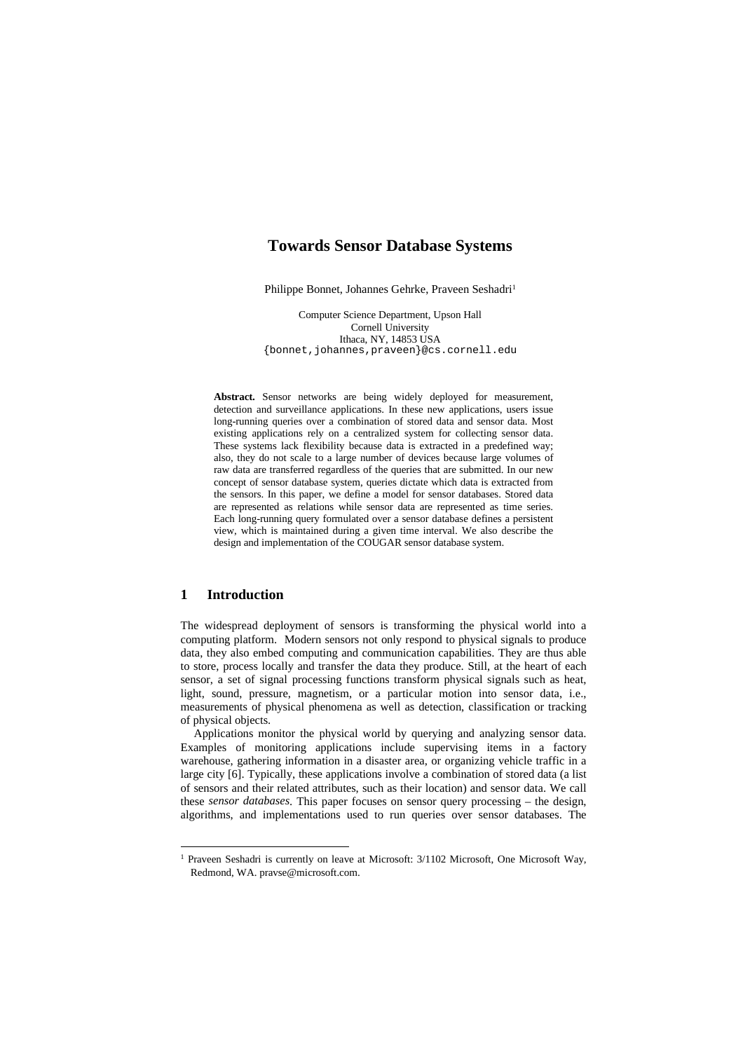# Towards Sensor Database Systems

Philippe Bonnet, Johannes Gehrke, Praveen Seshadri[1]

Computer Science Department, Upson Hall
Cornell University
Ithaca, NY, 14853 USA
{bonnet,johannes,praveen}@cs.cornell.edu

**Abstract.** Sensor networks are being widely deployed for measurement, detection and surveillance applications. In these new applications, users issue long-running queries over a combination of stored data and sensor data. Most existing applications rely on a centralized system for collecting sensor data. These systems lack flexibility because data is extracted in a predefined way; also, they do not scale to a large number of devices because large volumes of raw data are transferred regardless of the queries that are submitted. In our new concept of sensor database system, queries dictate which data is extracted from the sensors. In this paper, we define a model for sensor databases. Stored data are represented as relations while sensor data are represented as time series. Each long-running query formulated over a sensor database defines a persistent view, which is maintained during a given time interval. We also describe the design and implementation of the COUGAR sensor database system.

## 1 Introduction

The widespread deployment of sensors is transforming the physical world into a computing platform. Modern sensors not only respond to physical signals to produce data, they also embed computing and communication capabilities. They are thus able to store, process locally and transfer the data they produce. Still, at the heart of each sensor, a set of signal processing functions transform physical signals such as heat, light, sound, pressure, magnetism, or a particular motion into sensor data, i.e., measurements of physical phenomena as well as detection, classification or tracking of physical objects.

Applications monitor the physical world by querying and analyzing sensor data. Examples of monitoring applications include supervising items in a factory warehouse, gathering information in a disaster area, or organizing vehicle traffic in a large city [6]. Typically, these applications involve a combination of stored data (a list of sensors and their related attributes, such as their location) and sensor data. We call these *sensor databases*. This paper focuses on sensor query processing – the design, algorithms, and implementations used to run queries over sensor databases. The

[1] Praveen Seshadri is currently on leave at Microsoft: 3/1102 Microsoft, One Microsoft Way, Redmond, WA. pravse@microsoft.com.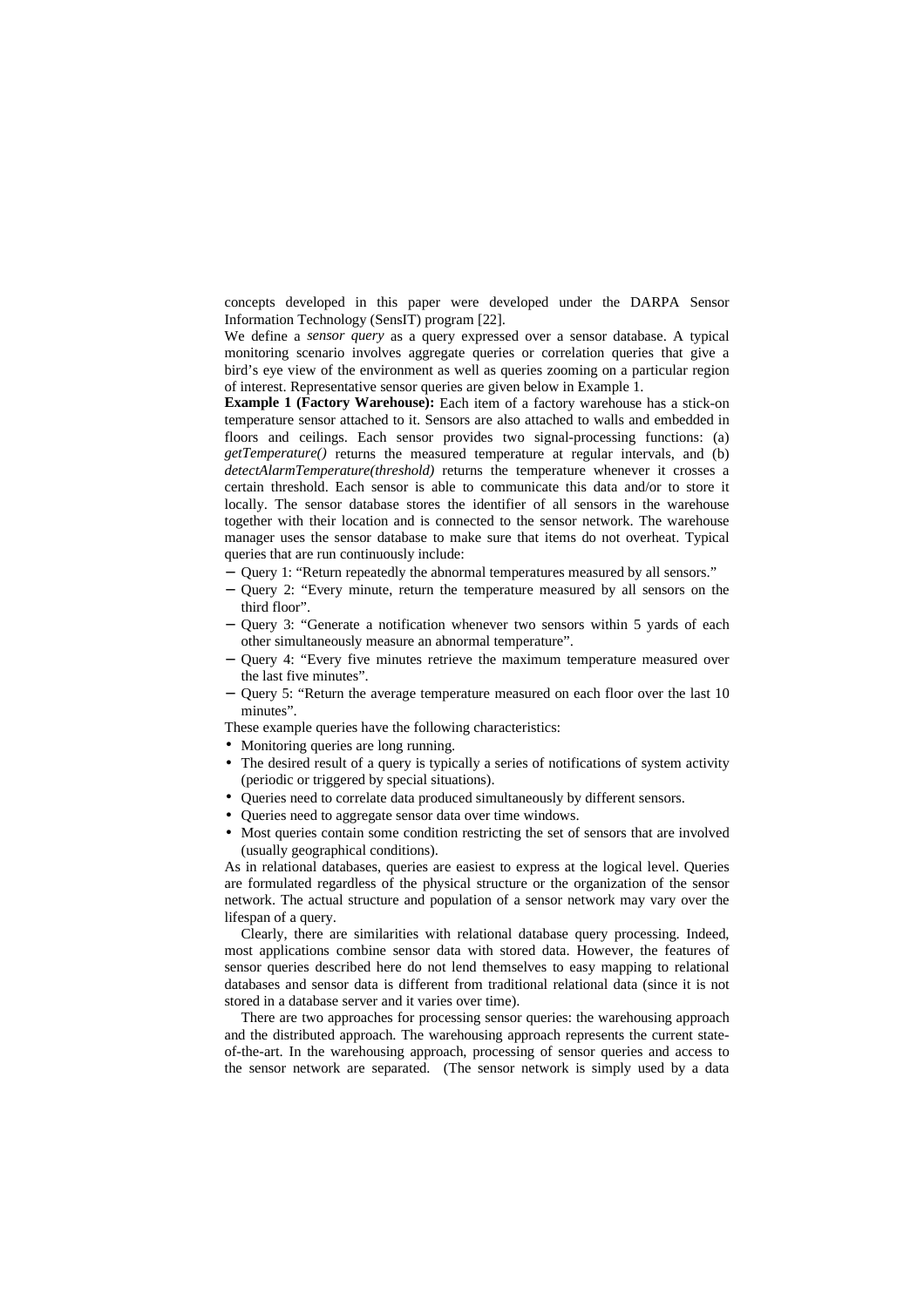concepts developed in this paper were developed under the DARPA Sensor Information Technology (SensIT) program [22].

We define a *sensor query* as a query expressed over a sensor database. A typical monitoring scenario involves aggregate queries or correlation queries that give a bird's eye view of the environment as well as queries zooming on a particular region of interest. Representative sensor queries are given below in Example 1.

**Example 1 (Factory Warehouse):** Each item of a factory warehouse has a stick-on temperature sensor attached to it. Sensors are also attached to walls and embedded in floors and ceilings. Each sensor provides two signal-processing functions: (a) *getTemperature()* returns the measured temperature at regular intervals, and (b) *detectAlarmTemperature(threshold)* returns the temperature whenever it crosses a certain threshold. Each sensor is able to communicate this data and/or to store it locally. The sensor database stores the identifier of all sensors in the warehouse together with their location and is connected to the sensor network. The warehouse manager uses the sensor database to make sure that items do not overheat. Typical queries that are run continuously include:

- Query 1: "Return repeatedly the abnormal temperatures measured by all sensors."
- Query 2: "Every minute, return the temperature measured by all sensors on the third floor".
- Query 3: "Generate a notification whenever two sensors within 5 yards of each other simultaneously measure an abnormal temperature".
- Query 4: "Every five minutes retrieve the maximum temperature measured over the last five minutes".
- Query 5: "Return the average temperature measured on each floor over the last 10 minutes".

These example queries have the following characteristics:

- Monitoring queries are long running.
- The desired result of a query is typically a series of notifications of system activity (periodic or triggered by special situations).
- Queries need to correlate data produced simultaneously by different sensors.
- Queries need to aggregate sensor data over time windows.
- Most queries contain some condition restricting the set of sensors that are involved (usually geographical conditions).

As in relational databases, queries are easiest to express at the logical level. Queries are formulated regardless of the physical structure or the organization of the sensor network. The actual structure and population of a sensor network may vary over the lifespan of a query.

Clearly, there are similarities with relational database query processing. Indeed, most applications combine sensor data with stored data. However, the features of sensor queries described here do not lend themselves to easy mapping to relational databases and sensor data is different from traditional relational data (since it is not stored in a database server and it varies over time).

There are two approaches for processing sensor queries: the warehousing approach and the distributed approach. The warehousing approach represents the current state-of-the-art. In the warehousing approach, processing of sensor queries and access to the sensor network are separated. (The sensor network is simply used by a data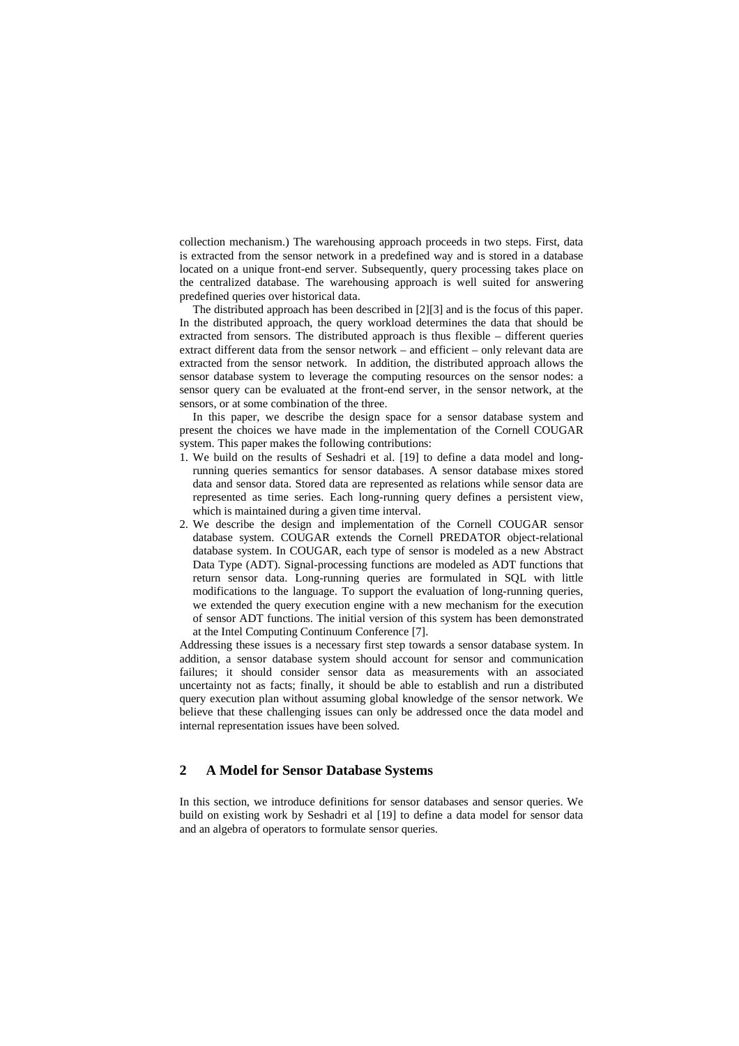collection mechanism.) The warehousing approach proceeds in two steps. First, data is extracted from the sensor network in a predefined way and is stored in a database located on a unique front-end server. Subsequently, query processing takes place on the centralized database. The warehousing approach is well suited for answering predefined queries over historical data.

The distributed approach has been described in [2][3] and is the focus of this paper. In the distributed approach, the query workload determines the data that should be extracted from sensors. The distributed approach is thus flexible – different queries extract different data from the sensor network – and efficient – only relevant data are extracted from the sensor network. In addition, the distributed approach allows the sensor database system to leverage the computing resources on the sensor nodes: a sensor query can be evaluated at the front-end server, in the sensor network, at the sensors, or at some combination of the three.

In this paper, we describe the design space for a sensor database system and present the choices we have made in the implementation of the Cornell COUGAR system. This paper makes the following contributions:

1. We build on the results of Seshadri et al. [19] to define a data model and long-running queries semantics for sensor databases. A sensor database mixes stored data and sensor data. Stored data are represented as relations while sensor data are represented as time series. Each long-running query defines a persistent view, which is maintained during a given time interval.
2. We describe the design and implementation of the Cornell COUGAR sensor database system. COUGAR extends the Cornell PREDATOR object-relational database system. In COUGAR, each type of sensor is modeled as a new Abstract Data Type (ADT). Signal-processing functions are modeled as ADT functions that return sensor data. Long-running queries are formulated in SQL with little modifications to the language. To support the evaluation of long-running queries, we extended the query execution engine with a new mechanism for the execution of sensor ADT functions. The initial version of this system has been demonstrated at the Intel Computing Continuum Conference [7].

Addressing these issues is a necessary first step towards a sensor database system. In addition, a sensor database system should account for sensor and communication failures; it should consider sensor data as measurements with an associated uncertainty not as facts; finally, it should be able to establish and run a distributed query execution plan without assuming global knowledge of the sensor network. We believe that these challenging issues can only be addressed once the data model and internal representation issues have been solved.

## 2 A Model for Sensor Database Systems

In this section, we introduce definitions for sensor databases and sensor queries. We build on existing work by Seshadri et al [19] to define a data model for sensor data and an algebra of operators to formulate sensor queries.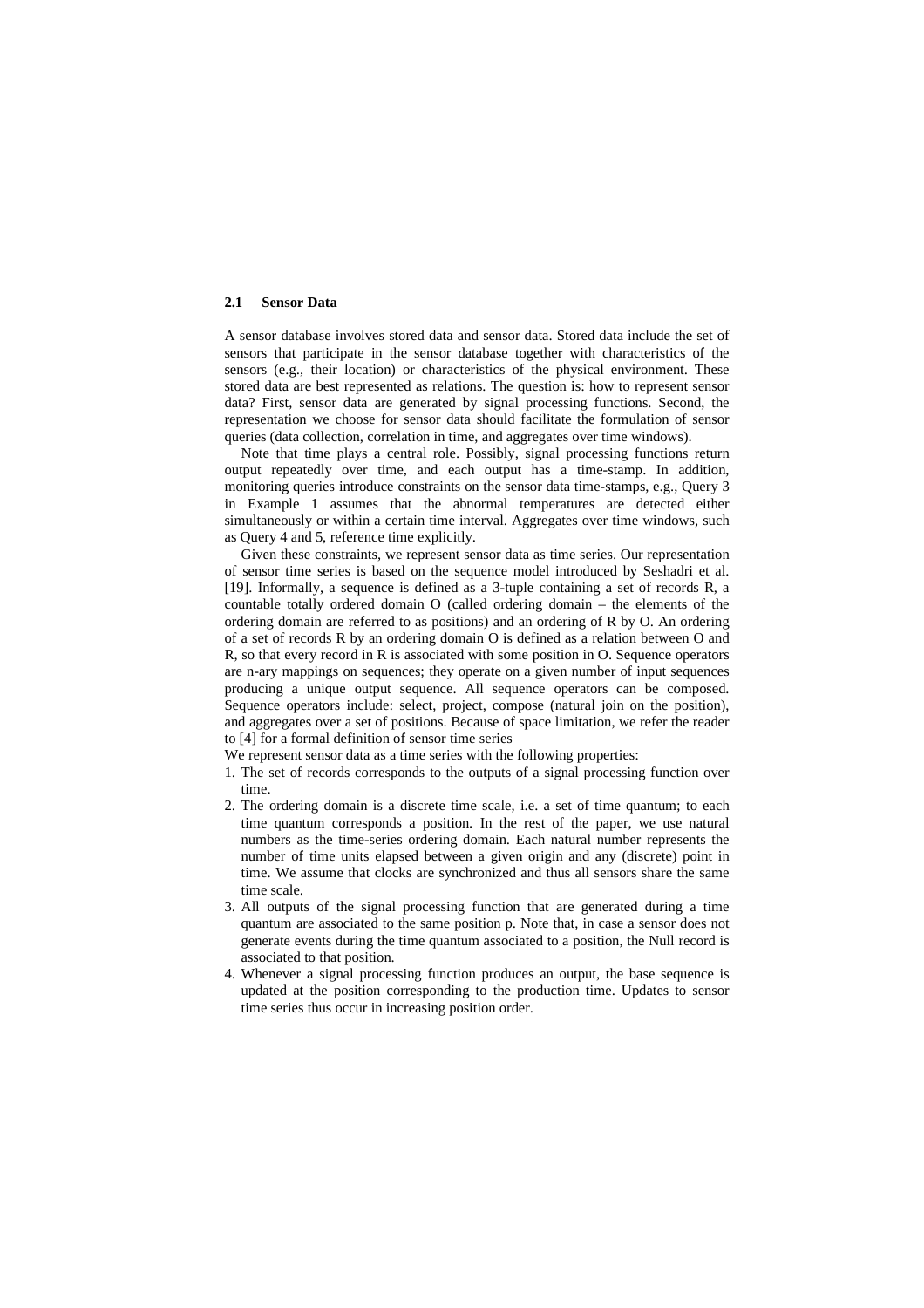### 2.1 Sensor Data

A sensor database involves stored data and sensor data. Stored data include the set of sensors that participate in the sensor database together with characteristics of the sensors (e.g., their location) or characteristics of the physical environment. These stored data are best represented as relations. The question is: how to represent sensor data? First, sensor data are generated by signal processing functions. Second, the representation we choose for sensor data should facilitate the formulation of sensor queries (data collection, correlation in time, and aggregates over time windows).

Note that time plays a central role. Possibly, signal processing functions return output repeatedly over time, and each output has a time-stamp. In addition, monitoring queries introduce constraints on the sensor data time-stamps, e.g., Query 3 in Example 1 assumes that the abnormal temperatures are detected either simultaneously or within a certain time interval. Aggregates over time windows, such as Query 4 and 5, reference time explicitly.

Given these constraints, we represent sensor data as time series. Our representation of sensor time series is based on the sequence model introduced by Seshadri et al. [19]. Informally, a sequence is defined as a 3-tuple containing a set of records R, a countable totally ordered domain O (called ordering domain – the elements of the ordering domain are referred to as positions) and an ordering of R by O. An ordering of a set of records R by an ordering domain O is defined as a relation between O and R, so that every record in R is associated with some position in O. Sequence operators are n-ary mappings on sequences; they operate on a given number of input sequences producing a unique output sequence. All sequence operators can be composed. Sequence operators include: select, project, compose (natural join on the position), and aggregates over a set of positions. Because of space limitation, we refer the reader to [4] for a formal definition of sensor time series

We represent sensor data as a time series with the following properties:

1. The set of records corresponds to the outputs of a signal processing function over time.
2. The ordering domain is a discrete time scale, i.e. a set of time quantum; to each time quantum corresponds a position. In the rest of the paper, we use natural numbers as the time-series ordering domain. Each natural number represents the number of time units elapsed between a given origin and any (discrete) point in time. We assume that clocks are synchronized and thus all sensors share the same time scale.
3. All outputs of the signal processing function that are generated during a time quantum are associated to the same position p. Note that, in case a sensor does not generate events during the time quantum associated to a position, the Null record is associated to that position.
4. Whenever a signal processing function produces an output, the base sequence is updated at the position corresponding to the production time. Updates to sensor time series thus occur in increasing position order.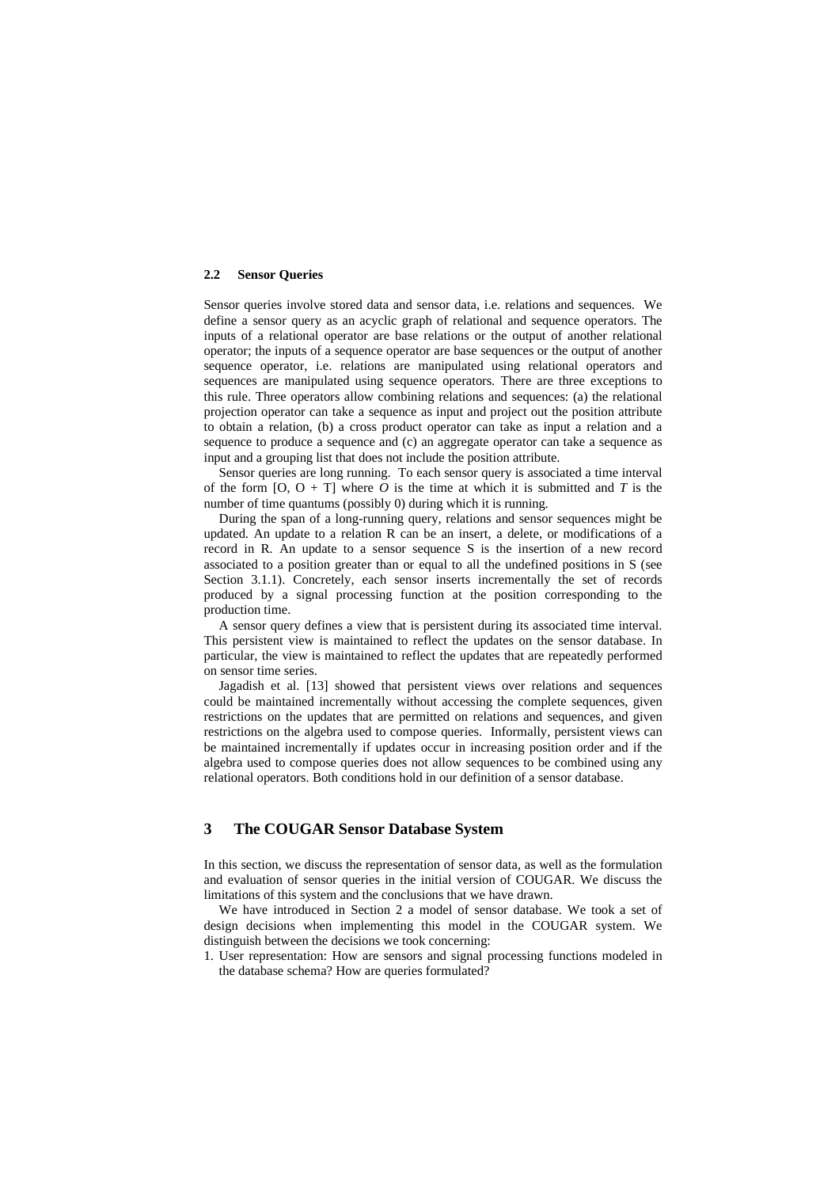### 2.2 Sensor Queries

Sensor queries involve stored data and sensor data, i.e. relations and sequences. We define a sensor query as an acyclic graph of relational and sequence operators. The inputs of a relational operator are base relations or the output of another relational operator; the inputs of a sequence operator are base sequences or the output of another sequence operator, i.e. relations are manipulated using relational operators and sequences are manipulated using sequence operators. There are three exceptions to this rule. Three operators allow combining relations and sequences: (a) the relational projection operator can take a sequence as input and project out the position attribute to obtain a relation, (b) a cross product operator can take as input a relation and a sequence to produce a sequence and (c) an aggregate operator can take a sequence as input and a grouping list that does not include the position attribute.

Sensor queries are long running. To each sensor query is associated a time interval of the form $[O, O + T]$ where $O$ is the time at which it is submitted and $T$ is the number of time quantums (possibly 0) during which it is running.

During the span of a long-running query, relations and sensor sequences might be updated. An update to a relation R can be an insert, a delete, or modifications of a record in R. An update to a sensor sequence S is the insertion of a new record associated to a position greater than or equal to all the undefined positions in S (see Section 3.1.1). Concretely, each sensor inserts incrementally the set of records produced by a signal processing function at the position corresponding to the production time.

A sensor query defines a view that is persistent during its associated time interval. This persistent view is maintained to reflect the updates on the sensor database. In particular, the view is maintained to reflect the updates that are repeatedly performed on sensor time series.

Jagadish et al. [13] showed that persistent views over relations and sequences could be maintained incrementally without accessing the complete sequences, given restrictions on the updates that are permitted on relations and sequences, and given restrictions on the algebra used to compose queries. Informally, persistent views can be maintained incrementally if updates occur in increasing position order and if the algebra used to compose queries does not allow sequences to be combined using any relational operators. Both conditions hold in our definition of a sensor database.

## 3 The COUGAR Sensor Database System

In this section, we discuss the representation of sensor data, as well as the formulation and evaluation of sensor queries in the initial version of COUGAR. We discuss the limitations of this system and the conclusions that we have drawn.

We have introduced in Section 2 a model of sensor database. We took a set of design decisions when implementing this model in the COUGAR system. We distinguish between the decisions we took concerning:

1. User representation: How are sensors and signal processing functions modeled in the database schema? How are queries formulated?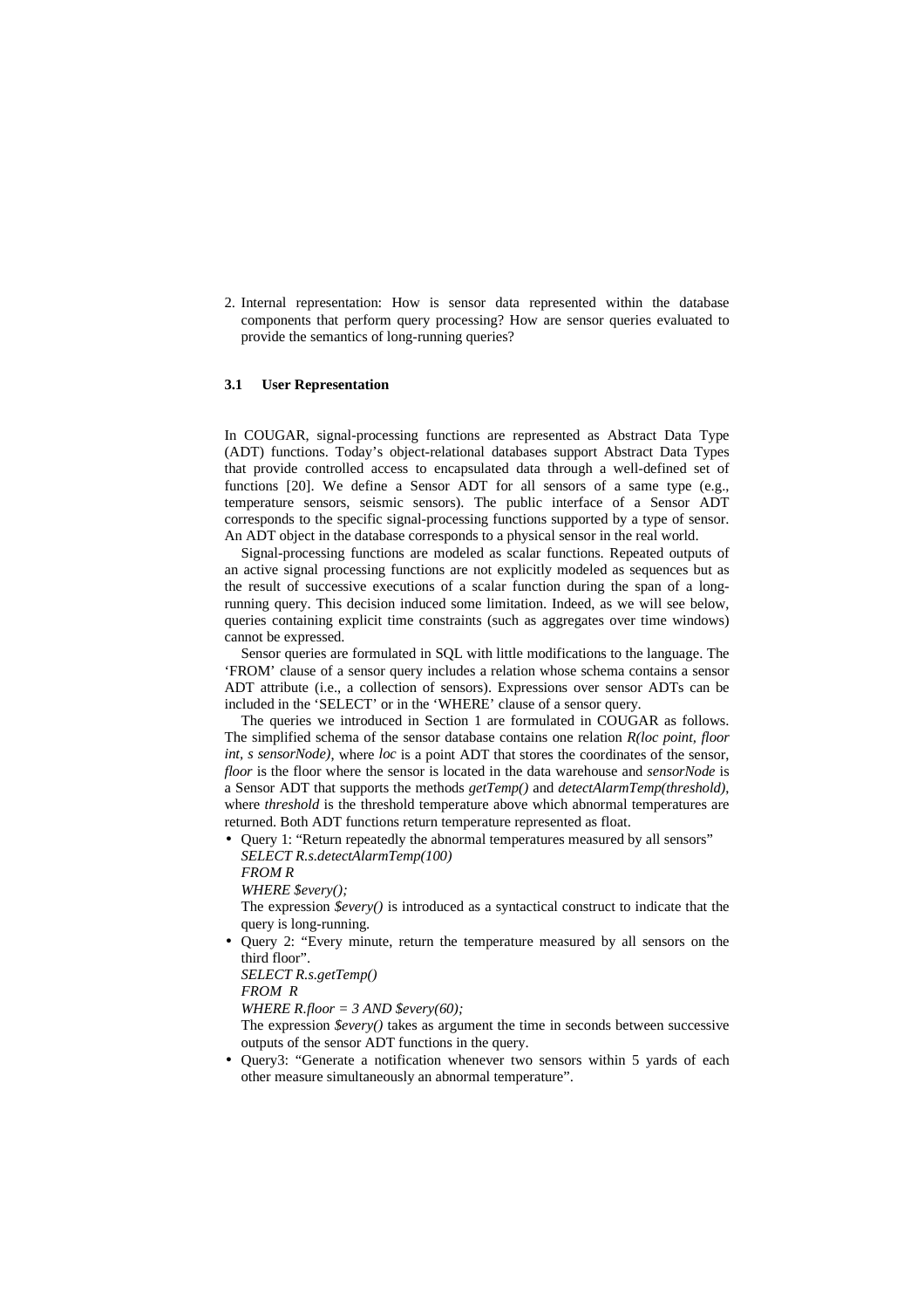2. Internal representation: How is sensor data represented within the database components that perform query processing? How are sensor queries evaluated to provide the semantics of long-running queries?

### 3.1 User Representation

In COUGAR, signal-processing functions are represented as Abstract Data Type (ADT) functions. Today's object-relational databases support Abstract Data Types that provide controlled access to encapsulated data through a well-defined set of functions [20]. We define a Sensor ADT for all sensors of a same type (e.g., temperature sensors, seismic sensors). The public interface of a Sensor ADT corresponds to the specific signal-processing functions supported by a type of sensor. An ADT object in the database corresponds to a physical sensor in the real world.

Signal-processing functions are modeled as scalar functions. Repeated outputs of an active signal processing functions are not explicitly modeled as sequences but as the result of successive executions of a scalar function during the span of a long-running query. This decision induced some limitation. Indeed, as we will see below, queries containing explicit time constraints (such as aggregates over time windows) cannot be expressed.

Sensor queries are formulated in SQL with little modifications to the language. The 'FROM' clause of a sensor query includes a relation whose schema contains a sensor ADT attribute (i.e., a collection of sensors). Expressions over sensor ADTs can be included in the 'SELECT' or in the 'WHERE' clause of a sensor query.

The queries we introduced in Section 1 are formulated in COUGAR as follows. The simplified schema of the sensor database contains one relation *R(loc point, floor int, s sensorNode)*, where *loc* is a point ADT that stores the coordinates of the sensor, *floor* is the floor where the sensor is located in the data warehouse and *sensorNode* is a Sensor ADT that supports the methods *getTemp()* and *detectAlarmTemp(threshold)*, where *threshold* is the threshold temperature above which abnormal temperatures are returned. Both ADT functions return temperature represented as float.

- Query 1: "Return repeatedly the abnormal temperatures measured by all sensors"
  *SELECT R.s.detectAlarmTemp(100)*
  *FROM R*
  *WHERE $every();*
  The expression *$every()* is introduced as a syntactical construct to indicate that the query is long-running.
- Query 2: "Every minute, return the temperature measured by all sensors on the third floor".
  *SELECT R.s.getTemp()*
  *FROM R*
  *WHERE R.floor = 3 AND $every(60);*
  The expression *$every()* takes as argument the time in seconds between successive outputs of the sensor ADT functions in the query.
- Query3: "Generate a notification whenever two sensors within 5 yards of each other measure simultaneously an abnormal temperature".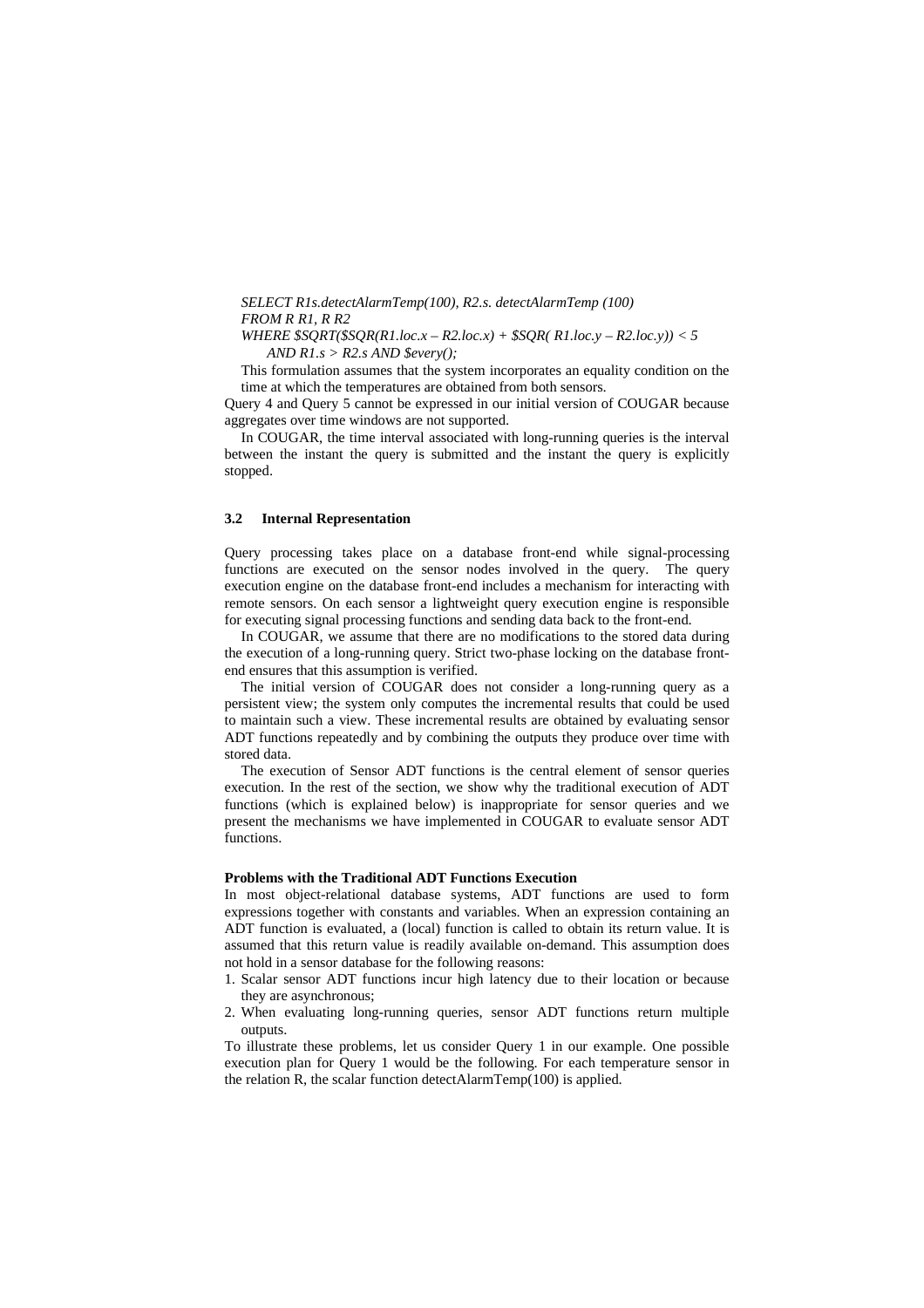*SELECT R1s.detectAlarmTemp(100), R2.s. detectAlarmTemp (100)*
*FROM R R1, R R2*
*WHERE $SQRT($SQR(R1.loc.x – R2.loc.x) + $SQR( R1.loc.y – R2.loc.y)) < 5*
*AND R1.s > R2.s AND $every();*

This formulation assumes that the system incorporates an equality condition on the time at which the temperatures are obtained from both sensors.

Query 4 and Query 5 cannot be expressed in our initial version of COUGAR because aggregates over time windows are not supported.

In COUGAR, the time interval associated with long-running queries is the interval between the instant the query is submitted and the instant the query is explicitly stopped.

### 3.2 Internal Representation

Query processing takes place on a database front-end while signal-processing functions are executed on the sensor nodes involved in the query. The query execution engine on the database front-end includes a mechanism for interacting with remote sensors. On each sensor a lightweight query execution engine is responsible for executing signal processing functions and sending data back to the front-end.

In COUGAR, we assume that there are no modifications to the stored data during the execution of a long-running query. Strict two-phase locking on the database front-end ensures that this assumption is verified.

The initial version of COUGAR does not consider a long-running query as a persistent view; the system only computes the incremental results that could be used to maintain such a view. These incremental results are obtained by evaluating sensor ADT functions repeatedly and by combining the outputs they produce over time with stored data.

The execution of Sensor ADT functions is the central element of sensor queries execution. In the rest of the section, we show why the traditional execution of ADT functions (which is explained below) is inappropriate for sensor queries and we present the mechanisms we have implemented in COUGAR to evaluate sensor ADT functions.

**Problems with the Traditional ADT Functions Execution**

In most object-relational database systems, ADT functions are used to form expressions together with constants and variables. When an expression containing an ADT function is evaluated, a (local) function is called to obtain its return value. It is assumed that this return value is readily available on-demand. This assumption does not hold in a sensor database for the following reasons:

1. Scalar sensor ADT functions incur high latency due to their location or because they are asynchronous;
2. When evaluating long-running queries, sensor ADT functions return multiple outputs.

To illustrate these problems, let us consider Query 1 in our example. One possible execution plan for Query 1 would be the following. For each temperature sensor in the relation R, the scalar function detectAlarmTemp(100) is applied.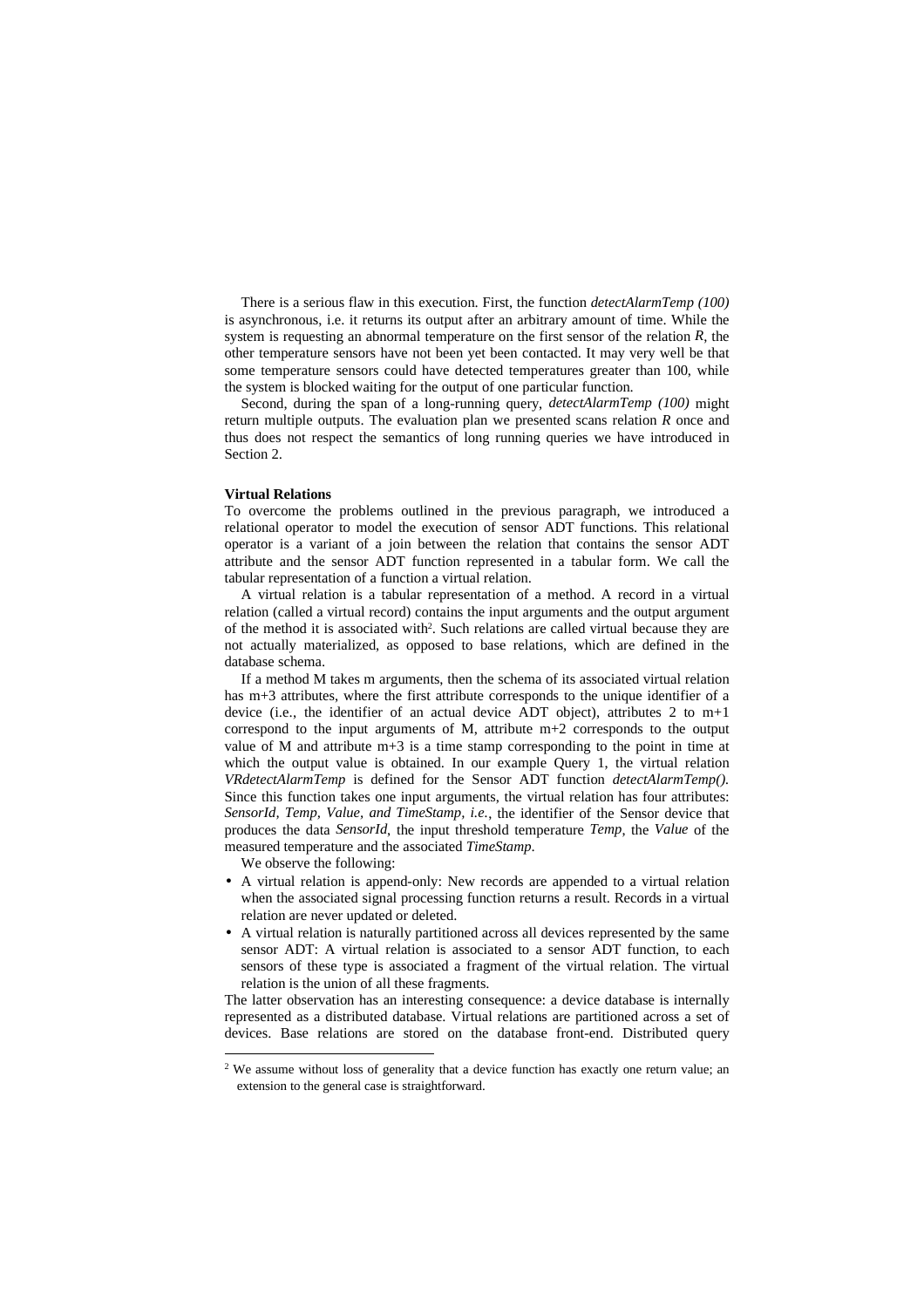There is a serious flaw in this execution. First, the function *detectAlarmTemp (100)* is asynchronous, i.e. it returns its output after an arbitrary amount of time. While the system is requesting an abnormal temperature on the first sensor of the relation *R*, the other temperature sensors have not been yet been contacted. It may very well be that some temperature sensors could have detected temperatures greater than 100, while the system is blocked waiting for the output of one particular function.

Second, during the span of a long-running query, *detectAlarmTemp (100)* might return multiple outputs. The evaluation plan we presented scans relation *R* once and thus does not respect the semantics of long running queries we have introduced in Section 2.

**Virtual Relations**

To overcome the problems outlined in the previous paragraph, we introduced a relational operator to model the execution of sensor ADT functions. This relational operator is a variant of a join between the relation that contains the sensor ADT attribute and the sensor ADT function represented in a tabular form. We call the tabular representation of a function a virtual relation.

A virtual relation is a tabular representation of a method. A record in a virtual relation (called a virtual record) contains the input arguments and the output argument of the method it is associated with[2]. Such relations are called virtual because they are not actually materialized, as opposed to base relations, which are defined in the database schema.

If a method M takes m arguments, then the schema of its associated virtual relation has m+3 attributes, where the first attribute corresponds to the unique identifier of a device (i.e., the identifier of an actual device ADT object), attributes 2 to m+1 correspond to the input arguments of M, attribute m+2 corresponds to the output value of M and attribute m+3 is a time stamp corresponding to the point in time at which the output value is obtained. In our example Query 1, the virtual relation *VRdetectAlarmTemp* is defined for the Sensor ADT function *detectAlarmTemp().* Since this function takes one input arguments, the virtual relation has four attributes: *SensorId, Temp, Value, and TimeStamp, i.e.*, the identifier of the Sensor device that produces the data *SensorId*, the input threshold temperature *Temp*, the *Value* of the measured temperature and the associated *TimeStamp*.

We observe the following:

- A virtual relation is append-only: New records are appended to a virtual relation when the associated signal processing function returns a result. Records in a virtual relation are never updated or deleted.
- A virtual relation is naturally partitioned across all devices represented by the same sensor ADT: A virtual relation is associated to a sensor ADT function, to each sensors of these type is associated a fragment of the virtual relation. The virtual relation is the union of all these fragments.

The latter observation has an interesting consequence: a device database is internally represented as a distributed database. Virtual relations are partitioned across a set of devices. Base relations are stored on the database front-end. Distributed query

[2] We assume without loss of generality that a device function has exactly one return value; an extension to the general case is straightforward.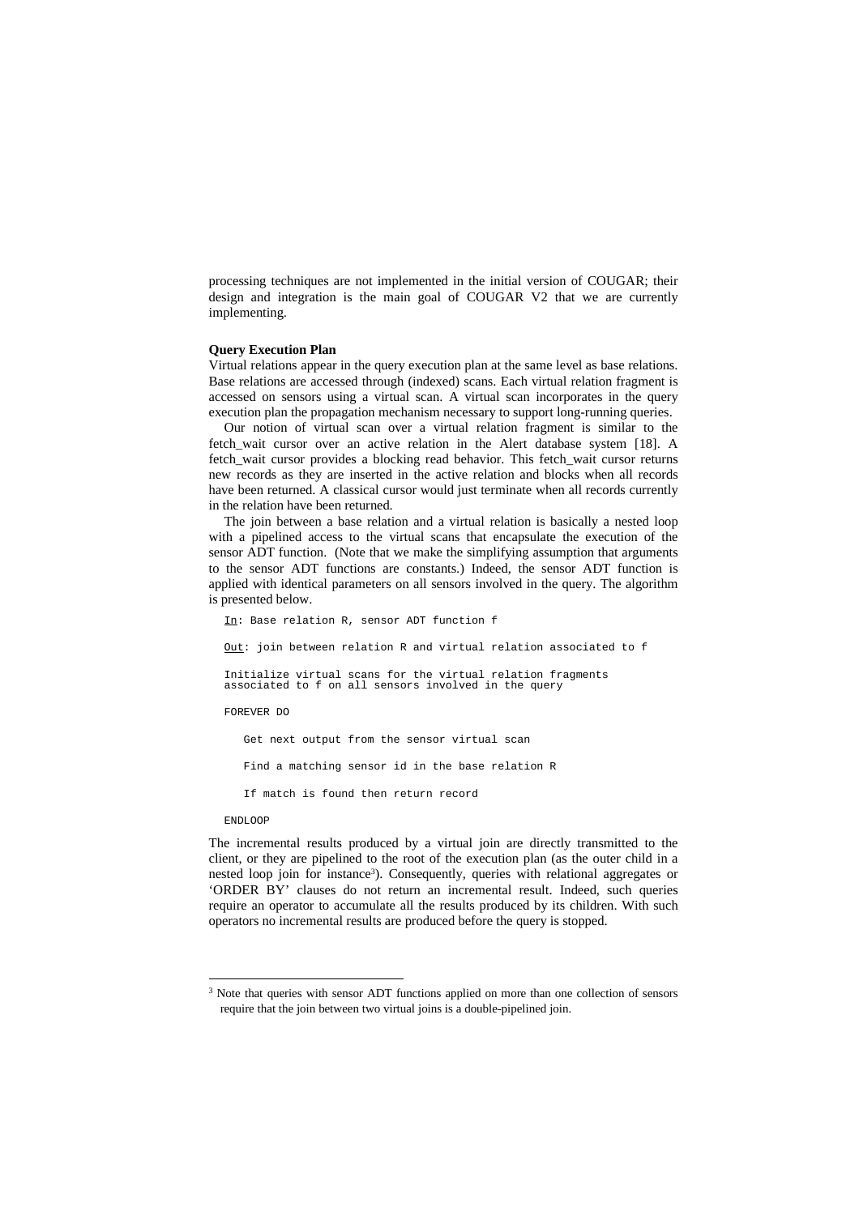processing techniques are not implemented in the initial version of COUGAR; their design and integration is the main goal of COUGAR V2 that we are currently implementing.

**Query Execution Plan**

Virtual relations appear in the query execution plan at the same level as base relations. Base relations are accessed through (indexed) scans. Each virtual relation fragment is accessed on sensors using a virtual scan. A virtual scan incorporates in the query execution plan the propagation mechanism necessary to support long-running queries.

Our notion of virtual scan over a virtual relation fragment is similar to the fetch_wait cursor over an active relation in the Alert database system [18]. A fetch_wait cursor provides a blocking read behavior. This fetch_wait cursor returns new records as they are inserted in the active relation and blocks when all records have been returned. A classical cursor would just terminate when all records currently in the relation have been returned.

The join between a base relation and a virtual relation is basically a nested loop with a pipelined access to the virtual scans that encapsulate the execution of the sensor ADT function. (Note that we make the simplifying assumption that arguments to the sensor ADT functions are constants.) Indeed, the sensor ADT function is applied with identical parameters on all sensors involved in the query. The algorithm is presented below.

```
In: Base relation R, sensor ADT function f

Out: join between relation R and virtual relation associated to f

Initialize virtual scans for the virtual relation fragments
associated to f on all sensors involved in the query

FOREVER DO

   Get next output from the sensor virtual scan

   Find a matching sensor id in the base relation R

   If match is found then return record

ENDLOOP
```

The incremental results produced by a virtual join are directly transmitted to the client, or they are pipelined to the root of the execution plan (as the outer child in a nested loop join for instance[3]). Consequently, queries with relational aggregates or 'ORDER BY' clauses do not return an incremental result. Indeed, such queries require an operator to accumulate all the results produced by its children. With such operators no incremental results are produced before the query is stopped.

[3] Note that queries with sensor ADT functions applied on more than one collection of sensors require that the join between two virtual joins is a double-pipelined join.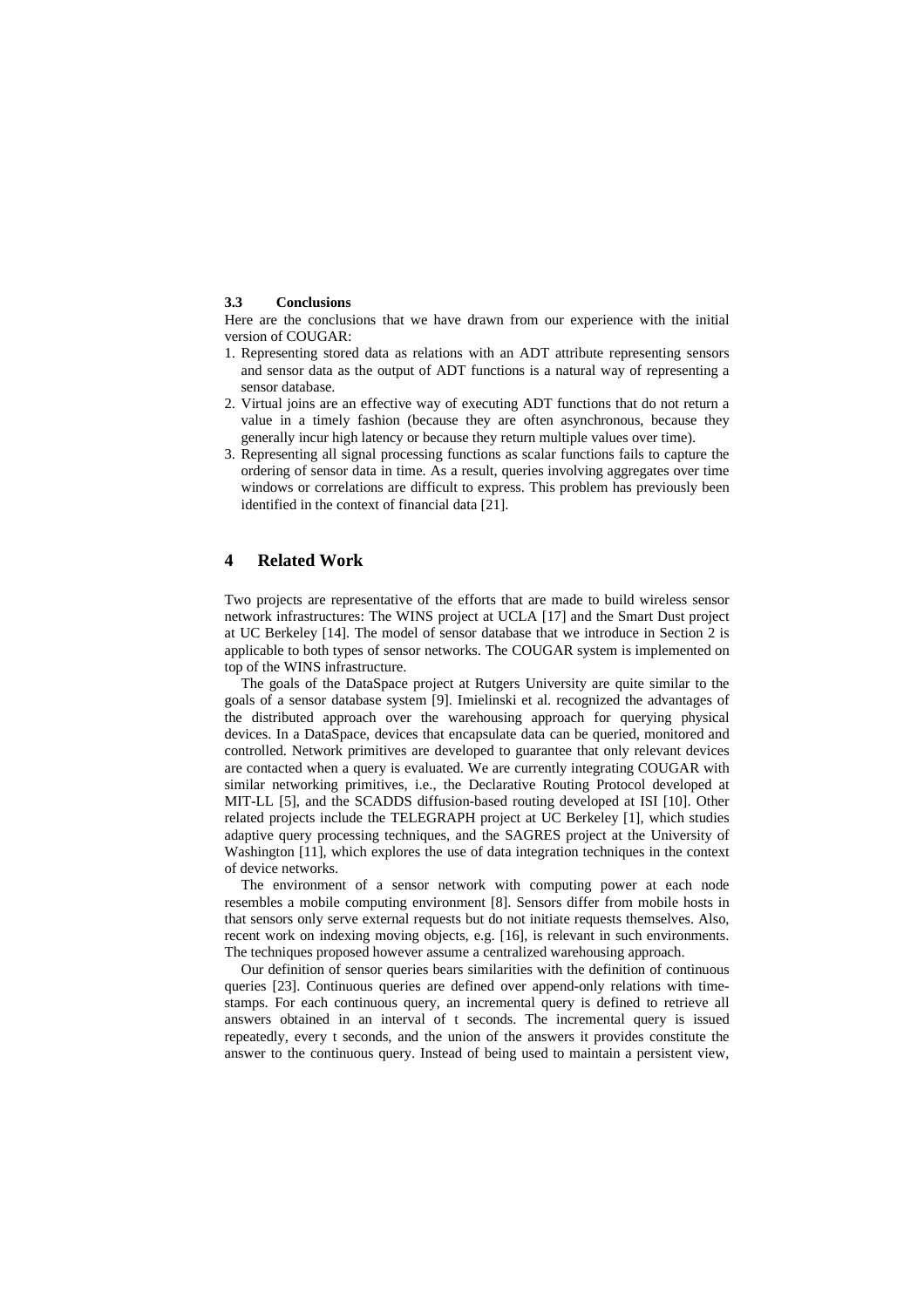### 3.3 Conclusions

Here are the conclusions that we have drawn from our experience with the initial version of COUGAR:

1. Representing stored data as relations with an ADT attribute representing sensors and sensor data as the output of ADT functions is a natural way of representing a sensor database.
2. Virtual joins are an effective way of executing ADT functions that do not return a value in a timely fashion (because they are often asynchronous, because they generally incur high latency or because they return multiple values over time).
3. Representing all signal processing functions as scalar functions fails to capture the ordering of sensor data in time. As a result, queries involving aggregates over time windows or correlations are difficult to express. This problem has previously been identified in the context of financial data [21].

## 4 Related Work

Two projects are representative of the efforts that are made to build wireless sensor network infrastructures: The WINS project at UCLA [17] and the Smart Dust project at UC Berkeley [14]. The model of sensor database that we introduce in Section 2 is applicable to both types of sensor networks. The COUGAR system is implemented on top of the WINS infrastructure.

The goals of the DataSpace project at Rutgers University are quite similar to the goals of a sensor database system [9]. Imielinski et al. recognized the advantages of the distributed approach over the warehousing approach for querying physical devices. In a DataSpace, devices that encapsulate data can be queried, monitored and controlled. Network primitives are developed to guarantee that only relevant devices are contacted when a query is evaluated. We are currently integrating COUGAR with similar networking primitives, i.e., the Declarative Routing Protocol developed at MIT-LL [5], and the SCADDS diffusion-based routing developed at ISI [10]. Other related projects include the TELEGRAPH project at UC Berkeley [1], which studies adaptive query processing techniques, and the SAGRES project at the University of Washington [11], which explores the use of data integration techniques in the context of device networks.

The environment of a sensor network with computing power at each node resembles a mobile computing environment [8]. Sensors differ from mobile hosts in that sensors only serve external requests but do not initiate requests themselves. Also, recent work on indexing moving objects, e.g. [16], is relevant in such environments. The techniques proposed however assume a centralized warehousing approach.

Our definition of sensor queries bears similarities with the definition of continuous queries [23]. Continuous queries are defined over append-only relations with time-stamps. For each continuous query, an incremental query is defined to retrieve all answers obtained in an interval of t seconds. The incremental query is issued repeatedly, every t seconds, and the union of the answers it provides constitute the answer to the continuous query. Instead of being used to maintain a persistent view,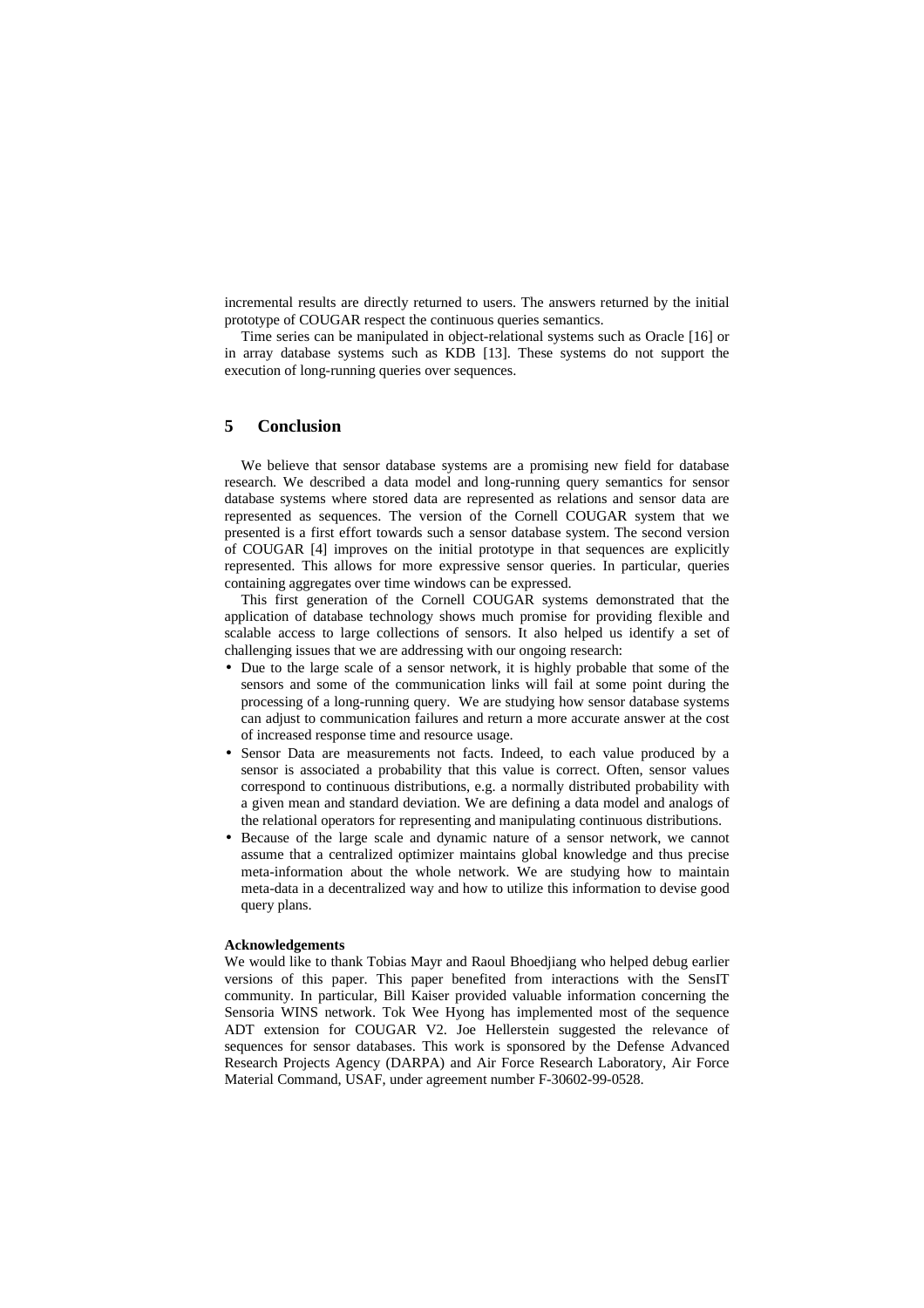incremental results are directly returned to users. The answers returned by the initial prototype of COUGAR respect the continuous queries semantics.

Time series can be manipulated in object-relational systems such as Oracle [16] or in array database systems such as KDB [13]. These systems do not support the execution of long-running queries over sequences.

## 5 Conclusion

We believe that sensor database systems are a promising new field for database research. We described a data model and long-running query semantics for sensor database systems where stored data are represented as relations and sensor data are represented as sequences. The version of the Cornell COUGAR system that we presented is a first effort towards such a sensor database system. The second version of COUGAR [4] improves on the initial prototype in that sequences are explicitly represented. This allows for more expressive sensor queries. In particular, queries containing aggregates over time windows can be expressed.

This first generation of the Cornell COUGAR systems demonstrated that the application of database technology shows much promise for providing flexible and scalable access to large collections of sensors. It also helped us identify a set of challenging issues that we are addressing with our ongoing research:

- Due to the large scale of a sensor network, it is highly probable that some of the sensors and some of the communication links will fail at some point during the processing of a long-running query. We are studying how sensor database systems can adjust to communication failures and return a more accurate answer at the cost of increased response time and resource usage.
- Sensor Data are measurements not facts. Indeed, to each value produced by a sensor is associated a probability that this value is correct. Often, sensor values correspond to continuous distributions, e.g. a normally distributed probability with a given mean and standard deviation. We are defining a data model and analogs of the relational operators for representing and manipulating continuous distributions.
- Because of the large scale and dynamic nature of a sensor network, we cannot assume that a centralized optimizer maintains global knowledge and thus precise meta-information about the whole network. We are studying how to maintain meta-data in a decentralized way and how to utilize this information to devise good query plans.

**Acknowledgements**

We would like to thank Tobias Mayr and Raoul Bhoedjiang who helped debug earlier versions of this paper. This paper benefited from interactions with the SensIT community. In particular, Bill Kaiser provided valuable information concerning the Sensoria WINS network. Tok Wee Hyong has implemented most of the sequence ADT extension for COUGAR V2. Joe Hellerstein suggested the relevance of sequences for sensor databases. This work is sponsored by the Defense Advanced Research Projects Agency (DARPA) and Air Force Research Laboratory, Air Force Material Command, USAF, under agreement number F-30602-99-0528.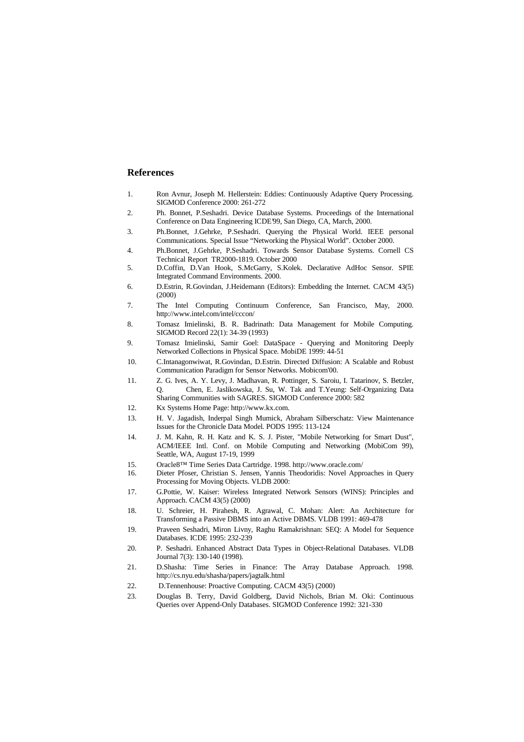## References

1. Ron Avnur, Joseph M. Hellerstein: Eddies: Continuously Adaptive Query Processing. SIGMOD Conference 2000: 261-272
2. Ph. Bonnet, P.Seshadri. Device Database Systems. Proceedings of the International Conference on Data Engineering ICDE'99, San Diego, CA, March, 2000.
3. Ph.Bonnet, J.Gehrke, P.Seshadri. Querying the Physical World. IEEE personal Communications. Special Issue "Networking the Physical World". October 2000.
4. Ph.Bonnet, J.Gehrke, P.Seshadri. Towards Sensor Database Systems. Cornell CS Technical Report TR2000-1819. October 2000
5. D.Coffin, D.Van Hook, S.McGarry, S.Kolek. Declarative AdHoc Sensor. SPIE Integrated Command Environments. 2000.
6. D.Estrin, R.Govindan, J.Heidemann (Editors): Embedding the Internet. CACM 43(5) (2000)
7. The Intel Computing Continuum Conference, San Francisco, May, 2000. http://www.intel.com/intel/cccon/
8. Tomasz Imielinski, B. R. Badrinath: Data Management for Mobile Computing. SIGMOD Record 22(1): 34-39 (1993)
9. Tomasz Imielinski, Samir Goel: DataSpace - Querying and Monitoring Deeply Networked Collections in Physical Space. MobiDE 1999: 44-51
10. C.Intanagonwiwat, R.Govindan, D.Estrin. Directed Diffusion: A Scalable and Robust Communication Paradigm for Sensor Networks. Mobicom'00.
11. Z. G. Ives, A. Y. Levy, J. Madhavan, R. Pottinger, S. Saroiu, I. Tatarinov, S. Betzler, Q. Chen, E. Jaslikowska, J. Su, W. Tak and T.Yeung: Self-Organizing Data Sharing Communities with SAGRES. SIGMOD Conference 2000: 582
12. Kx Systems Home Page: http://www.kx.com.
13. H. V. Jagadish, Inderpal Singh Mumick, Abraham Silberschatz: View Maintenance Issues for the Chronicle Data Model. PODS 1995: 113-124
14. J. M. Kahn, R. H. Katz and K. S. J. Pister, "Mobile Networking for Smart Dust", ACM/IEEE Intl. Conf. on Mobile Computing and Networking (MobiCom 99), Seattle, WA, August 17-19, 1999
15. Oracle8™ Time Series Data Cartridge. 1998. http://www.oracle.com/
16. Dieter Pfoser, Christian S. Jensen, Yannis Theodoridis: Novel Approaches in Query Processing for Moving Objects. VLDB 2000:
17. G.Pottie, W. Kaiser: Wireless Integrated Network Sensors (WINS): Principles and Approach. CACM 43(5) (2000)
18. U. Schreier, H. Pirahesh, R. Agrawal, C. Mohan: Alert: An Architecture for Transforming a Passive DBMS into an Active DBMS. VLDB 1991: 469-478
19. Praveen Seshadri, Miron Livny, Raghu Ramakrishnan: SEQ: A Model for Sequence Databases. ICDE 1995: 232-239
20. P. Seshadri. Enhanced Abstract Data Types in Object-Relational Databases. VLDB Journal 7(3): 130-140 (1998).
21. D.Shasha: Time Series in Finance: The Array Database Approach. 1998. http://cs.nyu.edu/shasha/papers/jagtalk.html
22. D.Tennenhouse: Proactive Computing. CACM 43(5) (2000)
23. Douglas B. Terry, David Goldberg, David Nichols, Brian M. Oki: Continuous Queries over Append-Only Databases. SIGMOD Conference 1992: 321-330